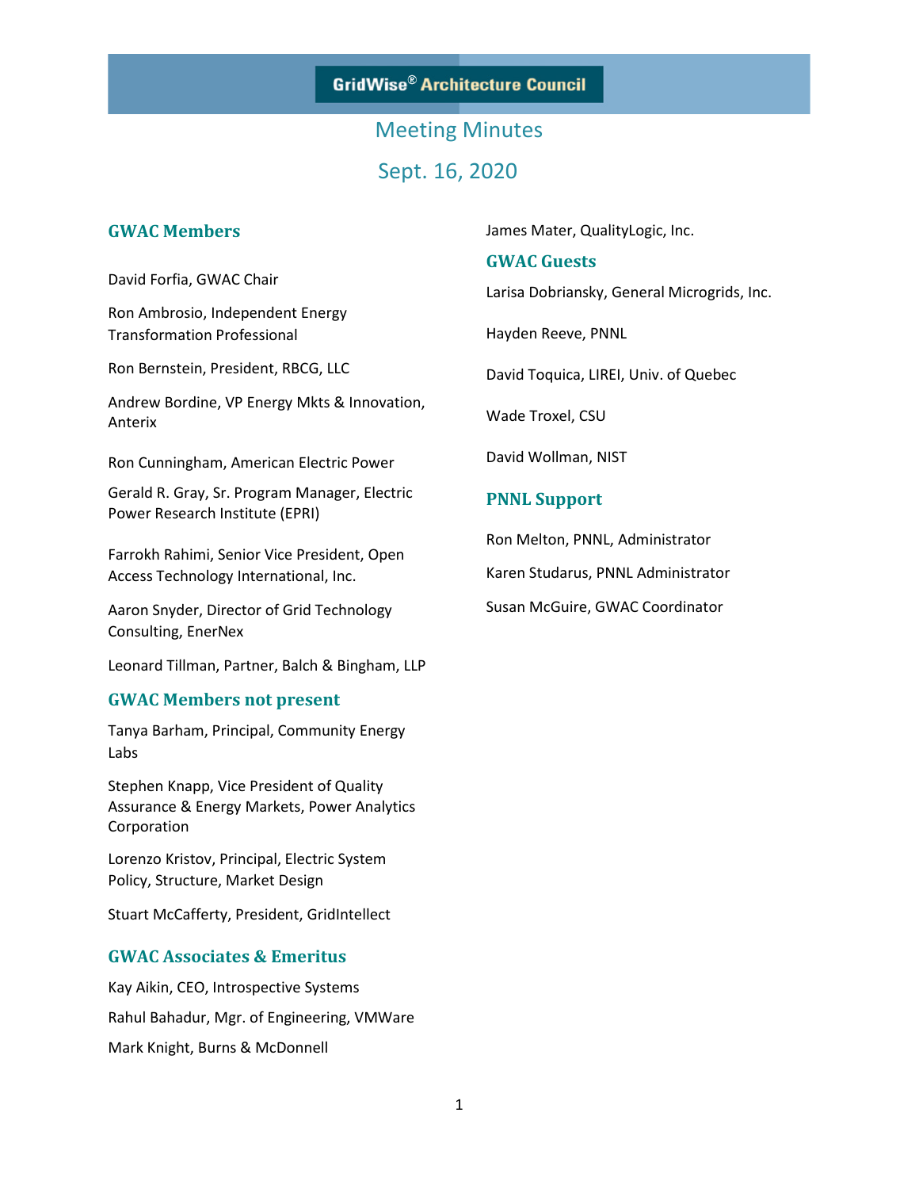# GridWise® Architecture Council

## Meeting Minutes

## Sept. 16, 2020

### GWAC Members

David Forfia, GWAC Chair

Ron Ambrosio, Independent Energy Transformation Professional

Ron Bernstein, President, RBCG, LLC

Andrew Bordine, VP Energy Mkts & Innovation, Anterix

Ron Cunningham, American Electric Power

Gerald R. Gray, Sr. Program Manager, Electric Power Research Institute (EPRI)

Farrokh Rahimi, Senior Vice President, Open Access Technology International, Inc.

Aaron Snyder, Director of Grid Technology Consulting, EnerNex

Leonard Tillman, Partner, Balch & Bingham, LLP

### GWAC Members not present

Tanya Barham, Principal, Community Energy Labs

Stephen Knapp, Vice President of Quality Assurance & Energy Markets, Power Analytics Corporation

Lorenzo Kristov, Principal, Electric System Policy, Structure, Market Design

Stuart McCafferty, President, GridIntellect

### GWAC Associates & Emeritus

Kay Aikin, CEO, Introspective Systems

Rahul Bahadur, Mgr. of Engineering, VMWare

Mark Knight, Burns & McDonnell

James Mater, QualityLogic, Inc.

### GWAC Guests

Larisa Dobriansky, General Microgrids, Inc.

Hayden Reeve, PNNL

David Toquica, LIREI, Univ. of Quebec

Wade Troxel, CSU

David Wollman, NIST

### PNNL Support

Ron Melton, PNNL, Administrator

Karen Studarus, PNNL Administrator

Susan McGuire, GWAC Coordinator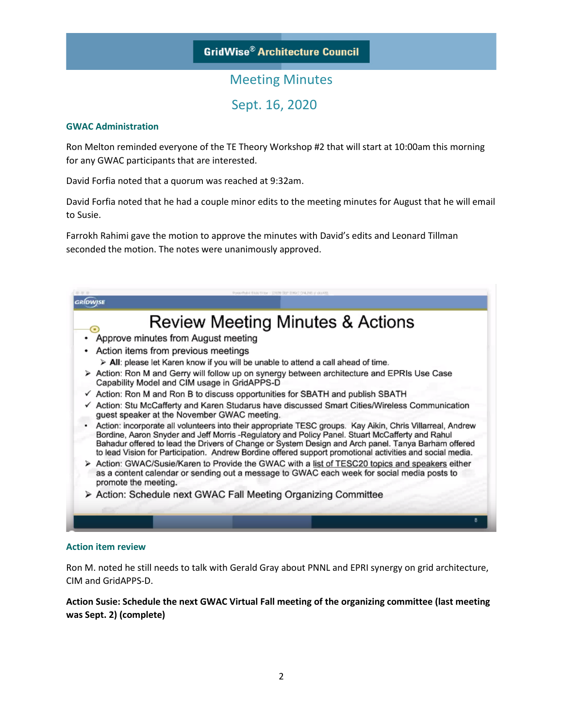GridWise® Architecture Council

# Meeting Minutes

## Sept. 16, 2020

### GWAC Administration

Ron Melton reminded everyone of the TE Theory Workshop #2 that will start at 10:00am this morning for any GWAC participants that are interested.

David Forfia noted that a quorum was reached at 9:32am.

David Forfia noted that he had a couple minor edits to the meeting minutes for August that he will email to Susie.

Farrokh Rahimi gave the motion to approve the minutes with David's edits and Leonard Tillman seconded the motion. The notes were unanimously approved.

**Review Meeting Minutes & Actions**

- Approve minutes from August meeting
- Action items from previous meetings
  - **All**: please let Karen know if you will be unable to attend a call ahead of time.
- Action: Ron M and Gerry will follow up on synergy between architecture and EPRIs Use Case Capability Model and CIM usage in GridAPPS-D
- ✓ Action: Ron M and Ron B to discuss opportunities for SBATH and publish SBATH
- ✓ Action: Stu McCafferty and Karen Studarus have discussed Smart Cities/Wireless Communication guest speaker at the November GWAC meeting.
- Action: incorporate all volunteers into their appropriate TESC groups. Kay Aikin, Chris Villarreal, Andrew Bordine, Aaron Snyder and Jeff Morris -Regulatory and Policy Panel. Stuart McCafferty and Rahul Bahadur offered to lead the Drivers of Change or System Design and Arch panel. Tanya Barham offered to lead Vision for Participation. Andrew Bordine offered support promotional activities and social media.
- Action: GWAC/Susie/Karen to Provide the GWAC with a list of TESC20 topics and speakers either as a content calendar or sending out a message to GWAC each week for social media posts to promote the meeting.
- Action: Schedule next GWAC Fall Meeting Organizing Committee

### Action item review

Ron M. noted he still needs to talk with Gerald Gray about PNNL and EPRI synergy on grid architecture, CIM and GridAPPS-D.

**Action Susie: Schedule the next GWAC Virtual Fall meeting of the organizing committee (last meeting was Sept. 2) (complete)**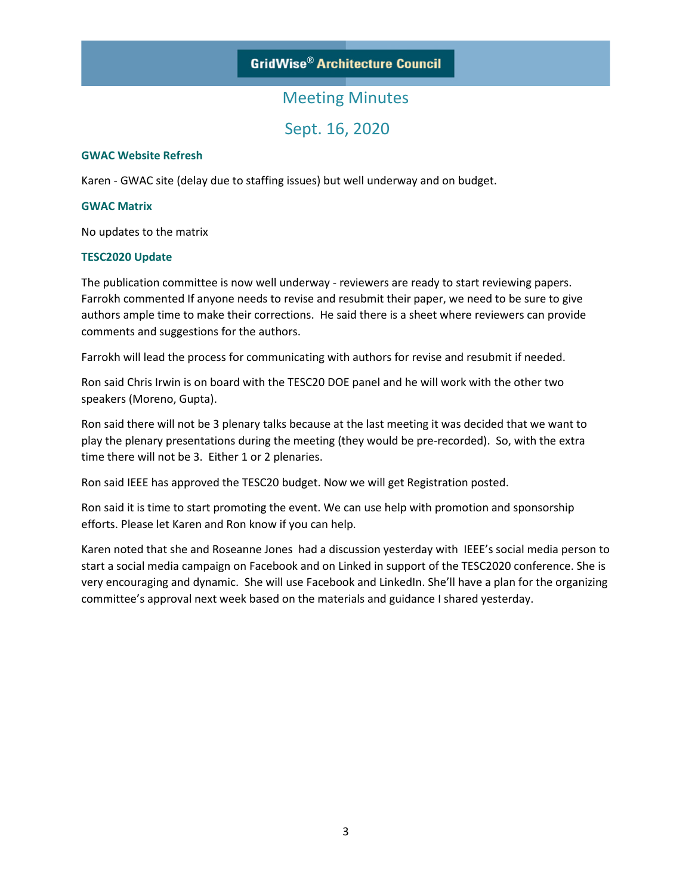**GridWise® Architecture Council**

# Meeting Minutes

## Sept. 16, 2020

### GWAC Website Refresh

Karen - GWAC site (delay due to staffing issues) but well underway and on budget.

### GWAC Matrix

No updates to the matrix

### TESC2020 Update

The publication committee is now well underway - reviewers are ready to start reviewing papers. Farrokh commented If anyone needs to revise and resubmit their paper, we need to be sure to give authors ample time to make their corrections. He said there is a sheet where reviewers can provide comments and suggestions for the authors.

Farrokh will lead the process for communicating with authors for revise and resubmit if needed.

Ron said Chris Irwin is on board with the TESC20 DOE panel and he will work with the other two speakers (Moreno, Gupta).

Ron said there will not be 3 plenary talks because at the last meeting it was decided that we want to play the plenary presentations during the meeting (they would be pre-recorded). So, with the extra time there will not be 3. Either 1 or 2 plenaries.

Ron said IEEE has approved the TESC20 budget. Now we will get Registration posted.

Ron said it is time to start promoting the event. We can use help with promotion and sponsorship efforts. Please let Karen and Ron know if you can help.

Karen noted that she and Roseanne Jones had a discussion yesterday with IEEE's social media person to start a social media campaign on Facebook and on Linked in support of the TESC2020 conference. She is very encouraging and dynamic. She will use Facebook and LinkedIn. She'll have a plan for the organizing committee's approval next week based on the materials and guidance I shared yesterday.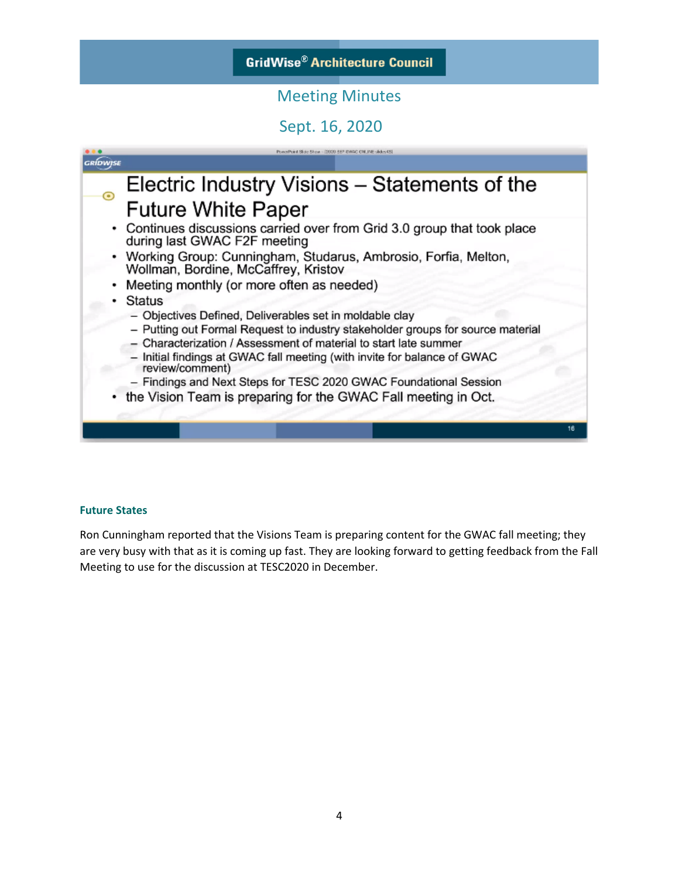Electric Industry Visions – Statements of the Future White Paper

- Continues discussions carried over from Grid 3.0 group that took place during last GWAC F2F meeting
- Working Group: Cunningham, Studarus, Ambrosio, Forfia, Melton, Wollman, Bordine, McCaffrey, Kristov
- Meeting monthly (or more often as needed)
- Status
  - Objectives Defined, Deliverables set in moldable clay
  - Putting out Formal Request to industry stakeholder groups for source material
  - Characterization / Assessment of material to start late summer
  - Initial findings at GWAC fall meeting (with invite for balance of GWAC review/comment)
  - Findings and Next Steps for TESC 2020 GWAC Foundational Session
- the Vision Team is preparing for the GWAC Fall meeting in Oct.

### Future States

Ron Cunningham reported that the Visions Team is preparing content for the GWAC fall meeting; they are very busy with that as it is coming up fast. They are looking forward to getting feedback from the Fall Meeting to use for the discussion at TESC2020 in December.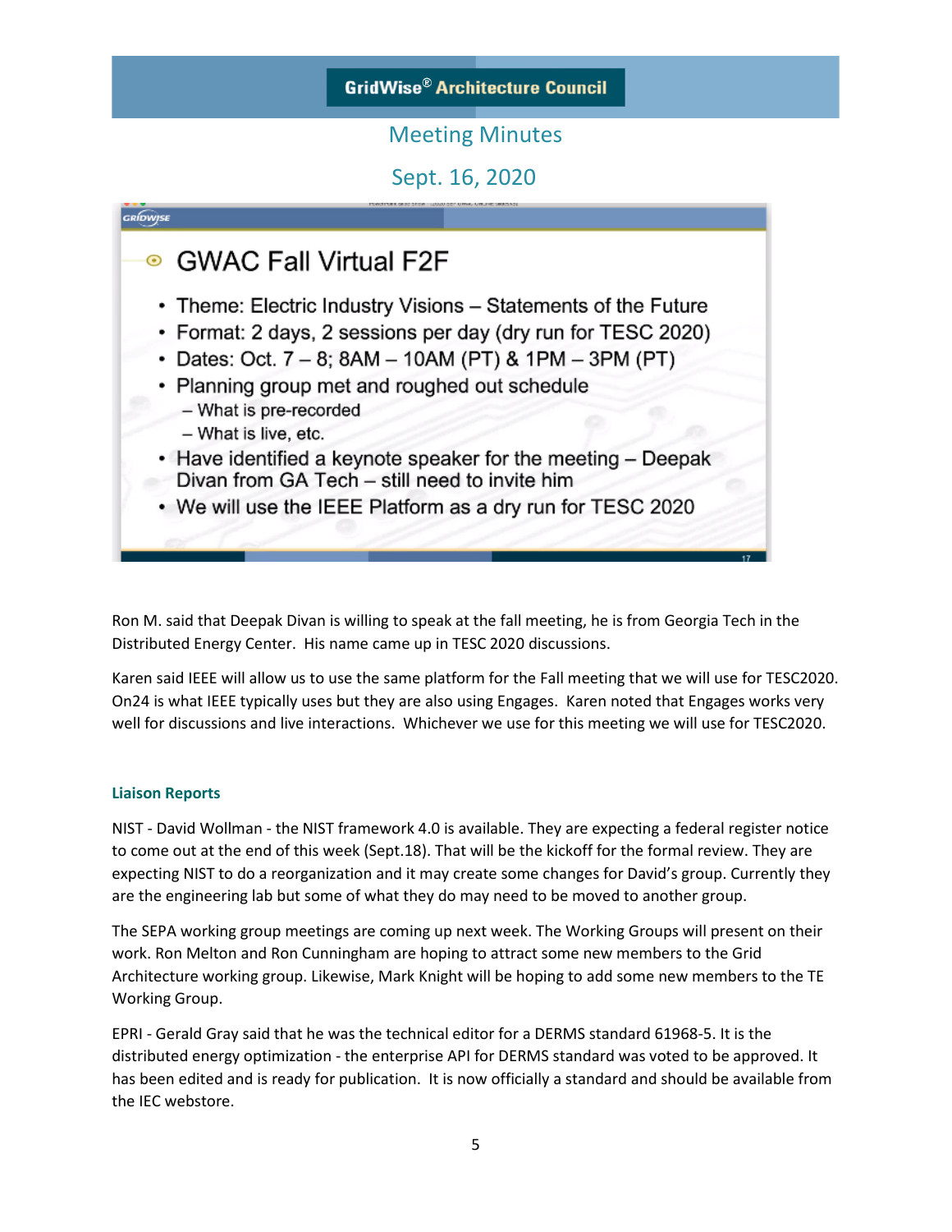GridWise® Architecture Council

Meeting Minutes

Sept. 16, 2020

## GWAC Fall Virtual F2F

- Theme: Electric Industry Visions – Statements of the Future
- Format: 2 days, 2 sessions per day (dry run for TESC 2020)
- Dates: Oct. 7 – 8; 8AM – 10AM (PT) & 1PM – 3PM (PT)
- Planning group met and roughed out schedule
  - What is pre-recorded
  - What is live, etc.
- Have identified a keynote speaker for the meeting – Deepak Divan from GA Tech – still need to invite him
- We will use the IEEE Platform as a dry run for TESC 2020

Ron M. said that Deepak Divan is willing to speak at the fall meeting, he is from Georgia Tech in the Distributed Energy Center. His name came up in TESC 2020 discussions.

Karen said IEEE will allow us to use the same platform for the Fall meeting that we will use for TESC2020. On24 is what IEEE typically uses but they are also using Engages. Karen noted that Engages works very well for discussions and live interactions. Whichever we use for this meeting we will use for TESC2020.

### Liaison Reports

NIST - David Wollman - the NIST framework 4.0 is available. They are expecting a federal register notice to come out at the end of this week (Sept.18). That will be the kickoff for the formal review. They are expecting NIST to do a reorganization and it may create some changes for David's group. Currently they are the engineering lab but some of what they do may need to be moved to another group.

The SEPA working group meetings are coming up next week. The Working Groups will present on their work. Ron Melton and Ron Cunningham are hoping to attract some new members to the Grid Architecture working group. Likewise, Mark Knight will be hoping to add some new members to the TE Working Group.

EPRI - Gerald Gray said that he was the technical editor for a DERMS standard 61968-5. It is the distributed energy optimization - the enterprise API for DERMS standard was voted to be approved. It has been edited and is ready for publication. It is now officially a standard and should be available from the IEC webstore.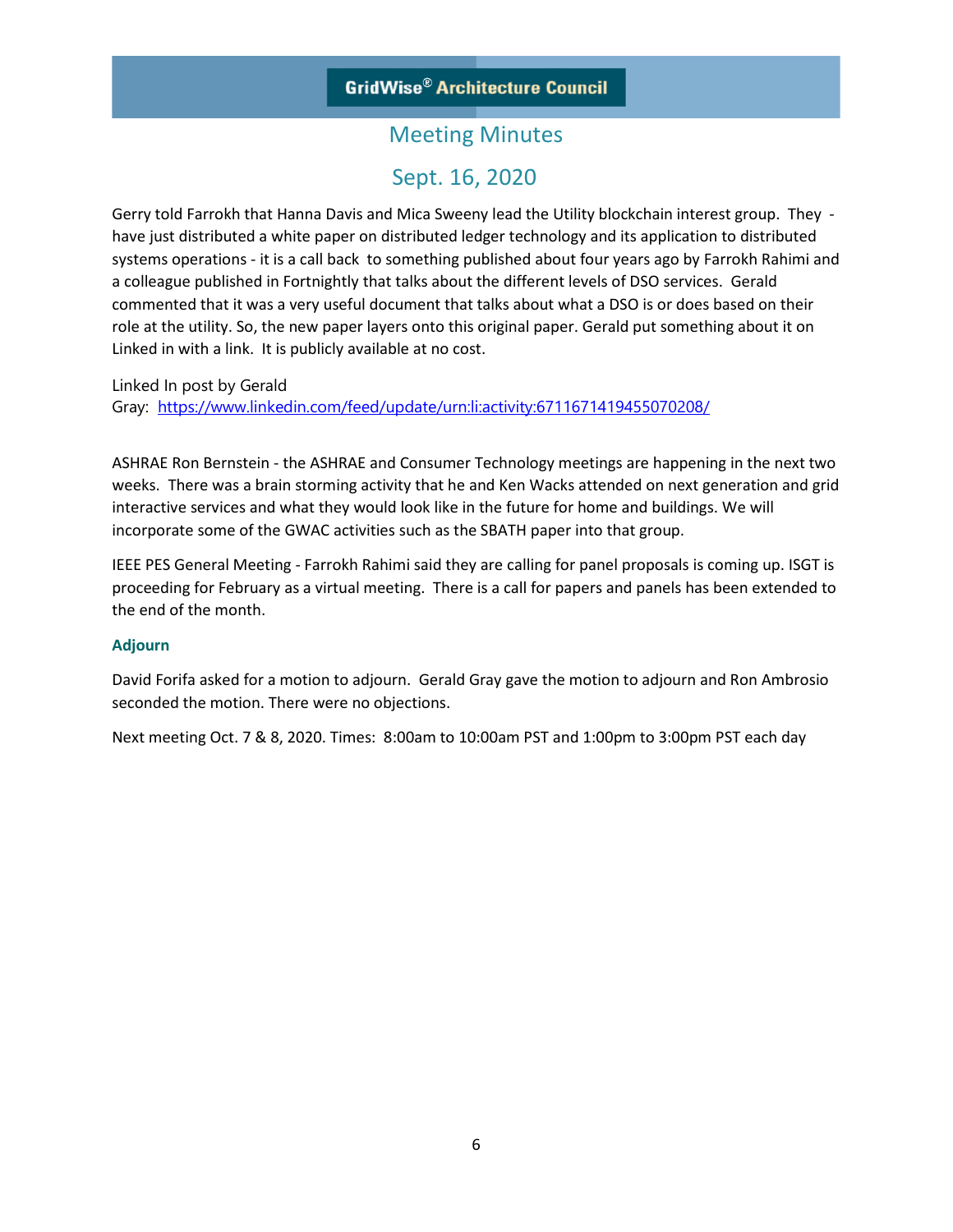Gerry told Farrokh that Hanna Davis and Mica Sweeny lead the Utility blockchain interest group. They - have just distributed a white paper on distributed ledger technology and its application to distributed systems operations - it is a call back to something published about four years ago by Farrokh Rahimi and a colleague published in Fortnightly that talks about the different levels of DSO services. Gerald commented that it was a very useful document that talks about what a DSO is or does based on their role at the utility. So, the new paper layers onto this original paper. Gerald put something about it on Linked in with a link. It is publicly available at no cost.

Linked In post by Gerald Gray: https://www.linkedin.com/feed/update/urn:li:activity:6711671419455070208/

ASHRAE Ron Bernstein - the ASHRAE and Consumer Technology meetings are happening in the next two weeks. There was a brain storming activity that he and Ken Wacks attended on next generation and grid interactive services and what they would look like in the future for home and buildings. We will incorporate some of the GWAC activities such as the SBATH paper into that group.

IEEE PES General Meeting - Farrokh Rahimi said they are calling for panel proposals is coming up. ISGT is proceeding for February as a virtual meeting. There is a call for papers and panels has been extended to the end of the month.

### Adjourn

David Forifa asked for a motion to adjourn. Gerald Gray gave the motion to adjourn and Ron Ambrosio seconded the motion. There were no objections.

Next meeting Oct. 7 & 8, 2020. Times: 8:00am to 10:00am PST and 1:00pm to 3:00pm PST each day